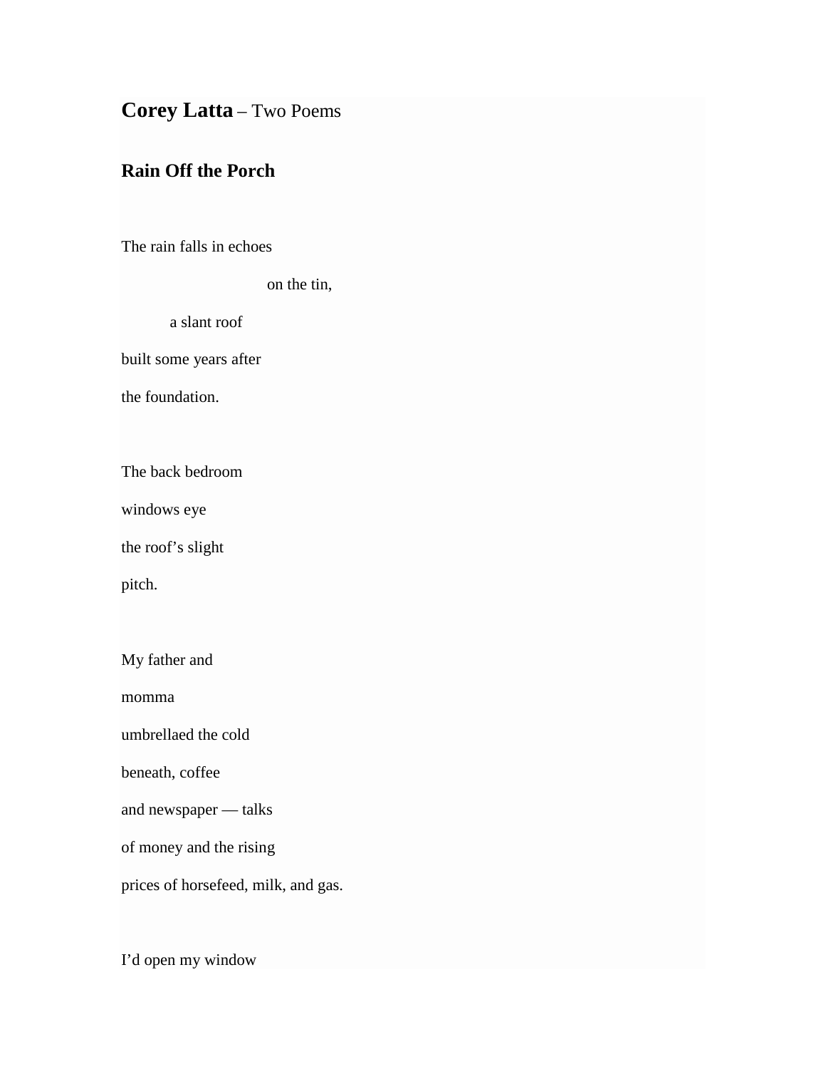# **Corey Latta** – Two Poems

## Rain Off the Porch

The rain falls in echoes

&nbsp;&nbsp;&nbsp;&nbsp;&nbsp;&nbsp;&nbsp;&nbsp;&nbsp;&nbsp;&nbsp;&nbsp;&nbsp;&nbsp;&nbsp;&nbsp;&nbsp;&nbsp;&nbsp;&nbsp;&nbsp;&nbsp;&nbsp;&nbsp;&nbsp;&nbsp;&nbsp;&nbsp;&nbsp;&nbsp;&nbsp;&nbsp;on the tin,

&nbsp;&nbsp;&nbsp;&nbsp;&nbsp;&nbsp;&nbsp;&nbsp;&nbsp;&nbsp;a slant roof

built some years after

the foundation.

The back bedroom

windows eye

the roof's slight

pitch.

My father and

momma

umbrellaed the cold

beneath, coffee

and newspaper — talks

of money and the rising

prices of horsefeed, milk, and gas.

I'd open my window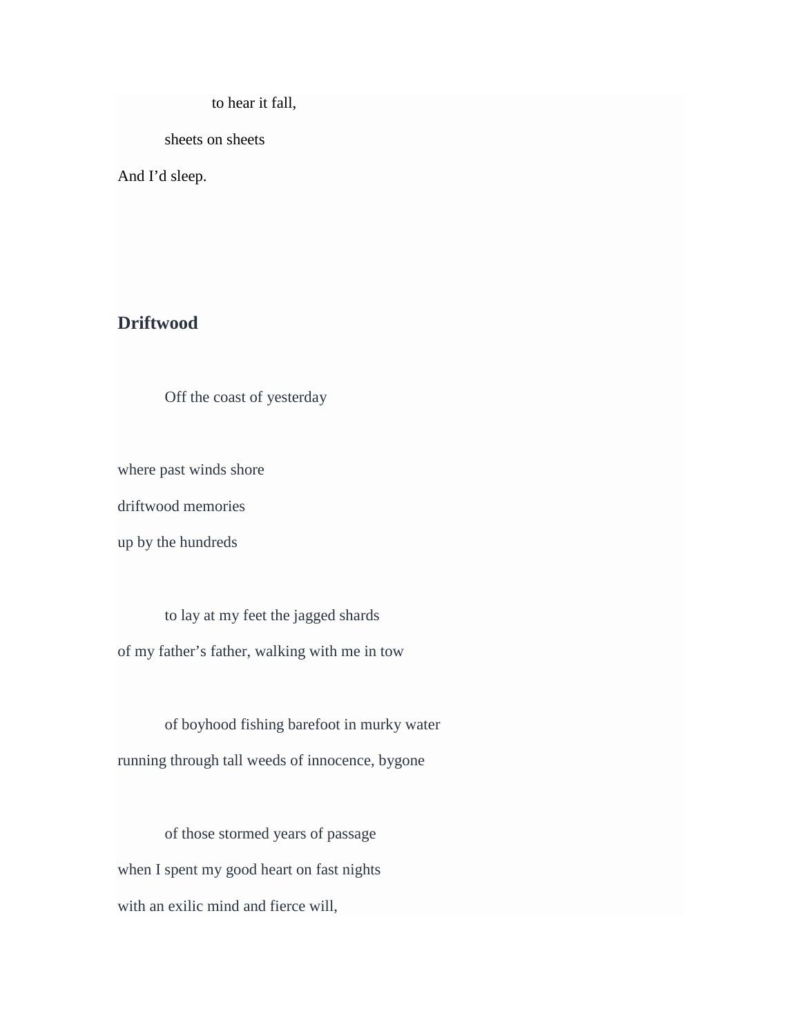to hear it fall,

sheets on sheets

And I'd sleep.

## Driftwood

Off the coast of yesterday

where past winds shore  
driftwood memories  
up by the hundreds

to lay at my feet the jagged shards  
of my father's father, walking with me in tow

of boyhood fishing barefoot in murky water  
running through tall weeds of innocence, bygone

of those stormed years of passage  
when I spent my good heart on fast nights  
with an exilic mind and fierce will,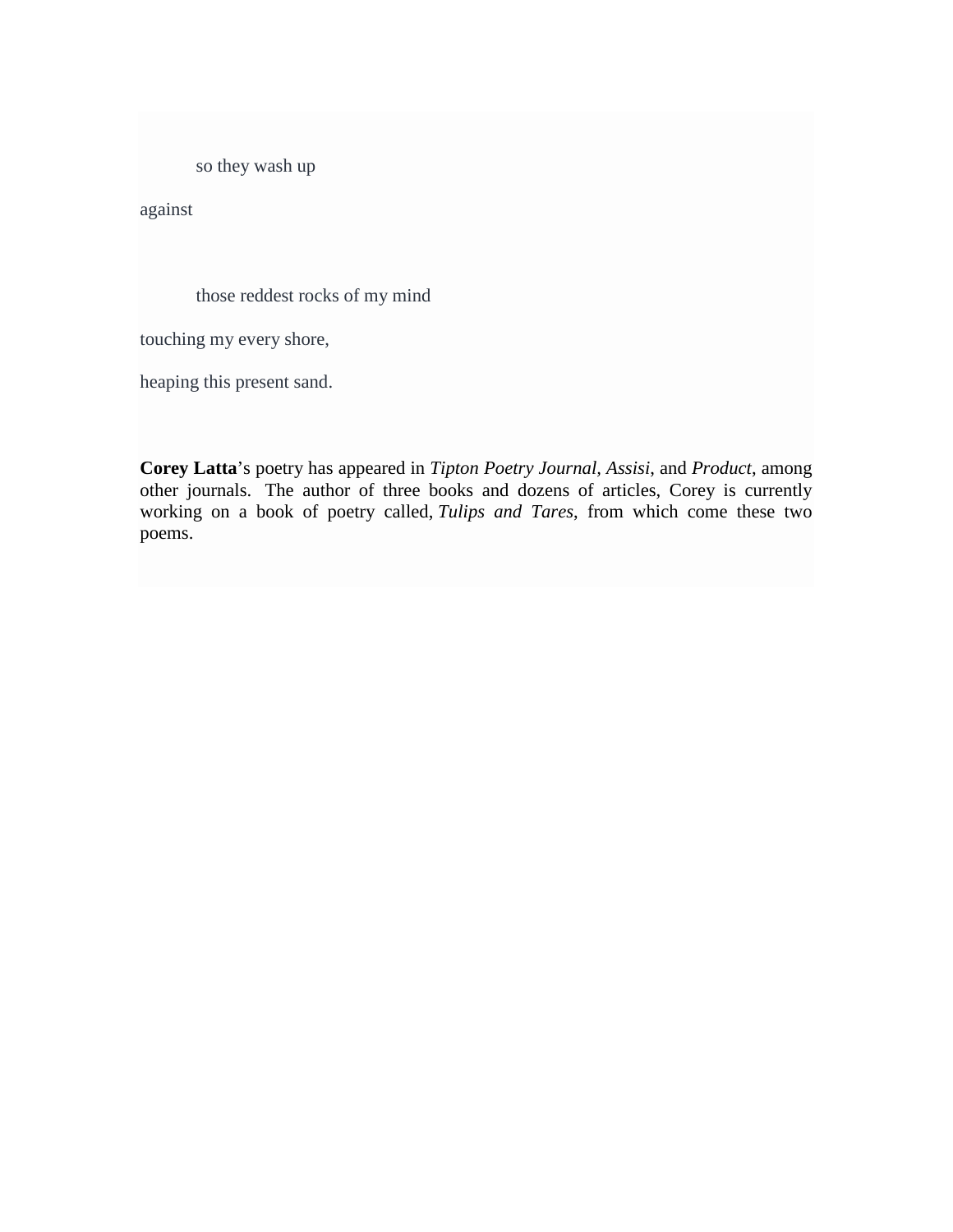so they wash up

against

those reddest rocks of my mind

touching my every shore,

heaping this present sand.

**Corey Latta**'s poetry has appeared in *Tipton Poetry Journal*, *Assisi*, and *Product*, among other journals. The author of three books and dozens of articles, Corey is currently working on a book of poetry called, *Tulips and Tares*, from which come these two poems.